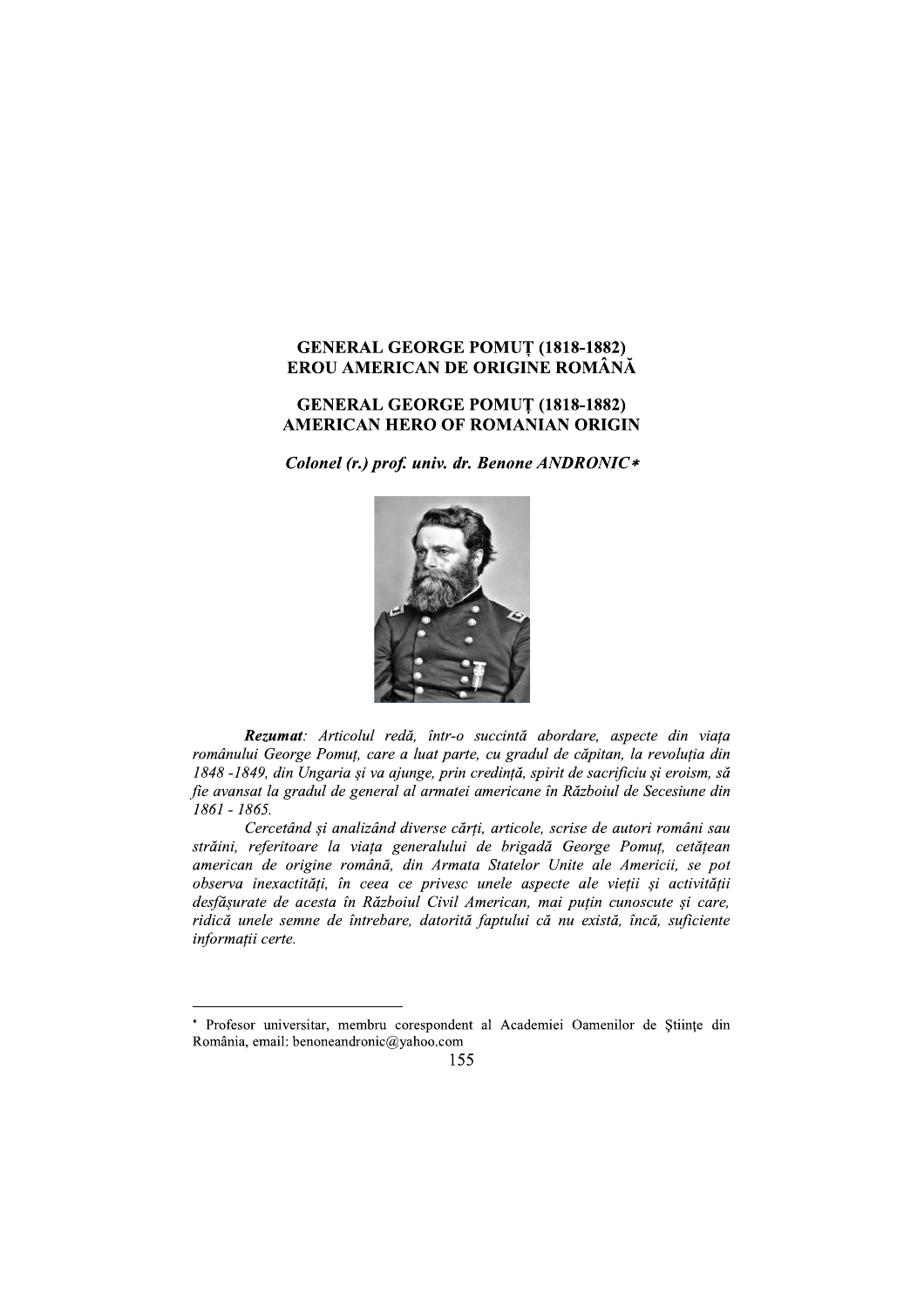# GENERAL GEORGE POMUȚ (1818-1882) EROU AMERICAN DE ORIGINE ROMÂNĂ

# GENERAL GEORGE POMUȚ (1818-1882) AMERICAN HERO OF ROMANIAN ORIGIN

***Colonel (r.) prof. univ. dr. Benone ANDRONIC****

***Rezumat**: Articolul redă, într-o succintă abordare, aspecte din viața românului George Pomuț, care a luat parte, cu gradul de căpitan, la revoluția din 1848 -1849, din Ungaria și va ajunge, prin credință, spirit de sacrificiu și eroism, să fie avansat la gradul de general al armatei americane în Războiul de Secesiune din 1861 - 1865.*

*Cercetând și analizând diverse cărți, articole, scrise de autori români sau străini, referitoare la viața generalului de brigadă George Pomuț, cetățean american de origine română, din Armata Statelor Unite ale Americii, se pot observa inexactități, în ceea ce privesc unele aspecte ale vieții și activității desfășurate de acesta în Războiul Civil American, mai puțin cunoscute și care, ridică unele semne de întrebare, datorită faptului că nu există, încă, suficiente informații certe.*

---

\* Profesor universitar, membru corespondent al Academiei Oamenilor de Științe din România, email: benoneandronic@yahoo.com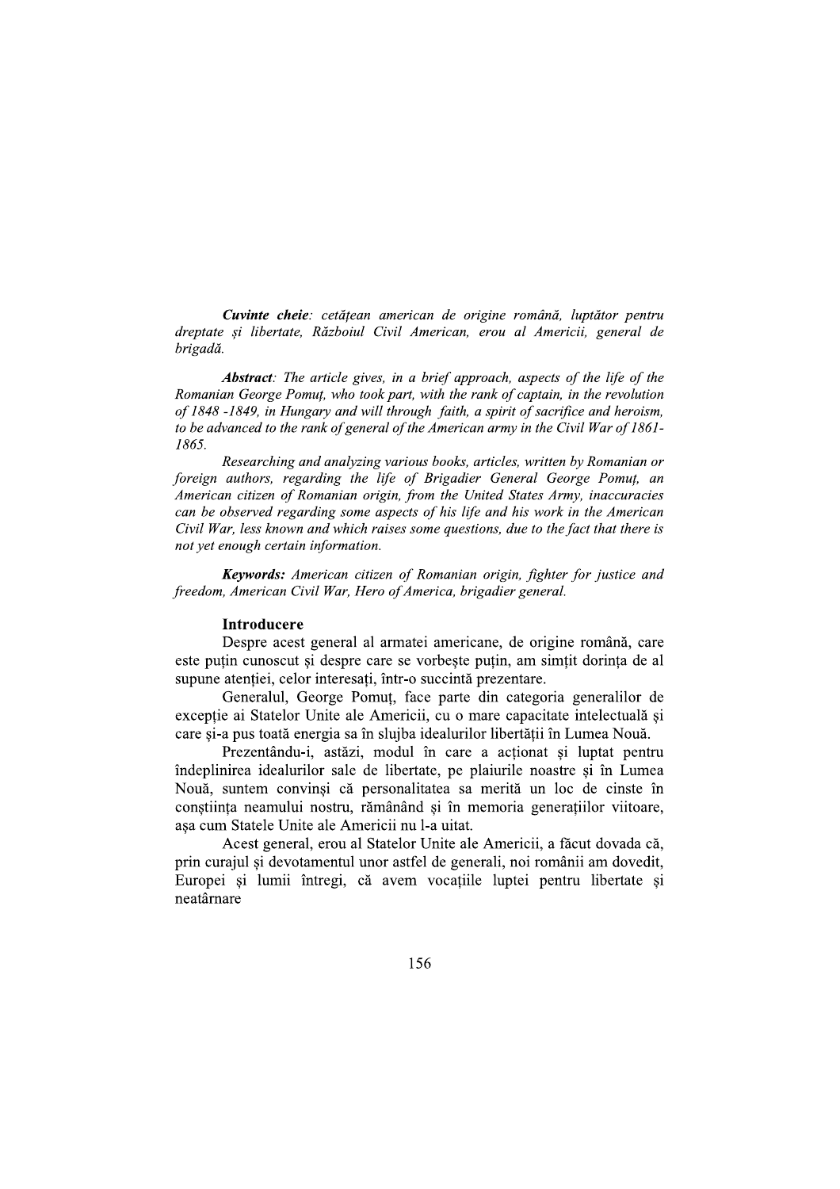***Cuvinte cheie**: cetățean american de origine română, luptător pentru dreptate și libertate, Războiul Civil American, erou al Americii, general de brigadă.*

***Abstract**: The article gives, in a brief approach, aspects of the life of the Romanian George Pomuț, who took part, with the rank of captain, in the revolution of 1848 -1849, in Hungary and will through faith, a spirit of sacrifice and heroism, to be advanced to the rank of general of the American army in the Civil War of 1861-1865.*

*Researching and analyzing various books, articles, written by Romanian or foreign authors, regarding the life of Brigadier General George Pomuț, an American citizen of Romanian origin, from the United States Army, inaccuracies can be observed regarding some aspects of his life and his work in the American Civil War, less known and which raises some questions, due to the fact that there is not yet enough certain information.*

***Keywords:** American citizen of Romanian origin, fighter for justice and freedom, American Civil War, Hero of America, brigadier general.*

## Introducere

Despre acest general al armatei americane, de origine română, care este puțin cunoscut și despre care se vorbește puțin, am simțit dorința de al supune atenției, celor interesați, într-o succintă prezentare.

Generalul, George Pomuț, face parte din categoria generalilor de excepție ai Statelor Unite ale Americii, cu o mare capacitate intelectuală și care și-a pus toată energia sa în slujba idealurilor libertății în Lumea Nouă.

Prezentându-i, astăzi, modul în care a acționat și luptat pentru îndeplinirea idealurilor sale de libertate, pe plaiurile noastre și în Lumea Nouă, suntem convinși că personalitatea sa merită un loc de cinste în conștiința neamului nostru, rămânând și în memoria generațiilor viitoare, așa cum Statele Unite ale Americii nu l-a uitat.

Acest general, erou al Statelor Unite ale Americii, a făcut dovada că, prin curajul și devotamentul unor astfel de generali, noi românii am dovedit, Europei și lumii întregi, că avem vocațiile luptei pentru libertate și neatârnare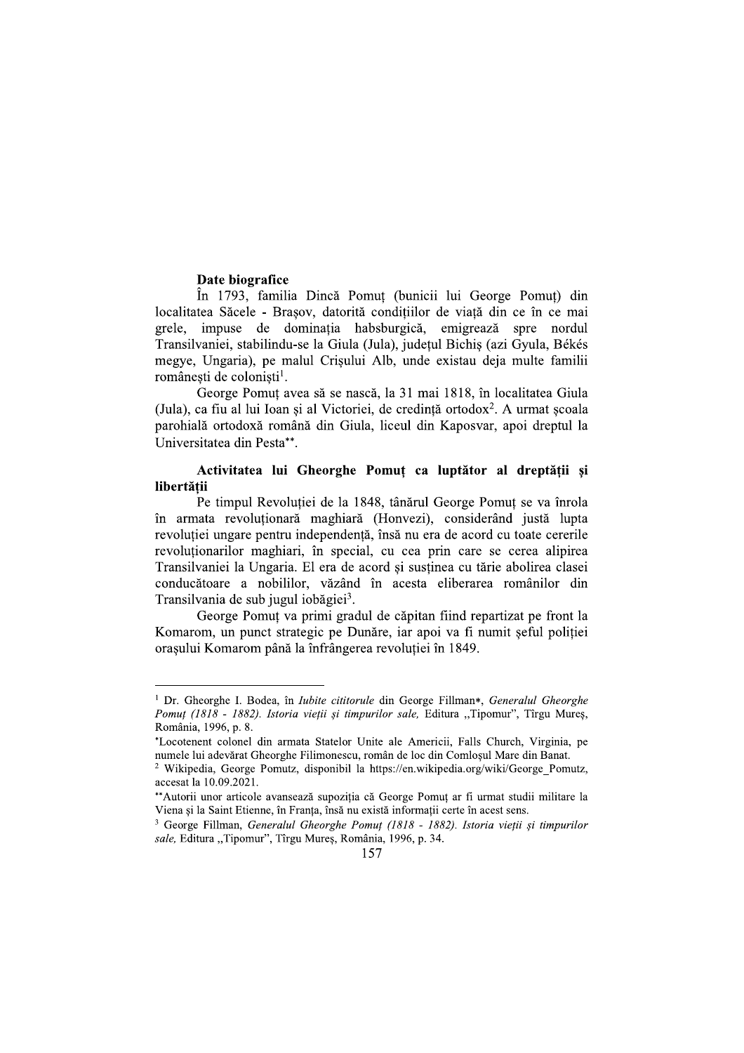**Date biografice**

În 1793, familia Dincă Pomuț (bunicii lui George Pomuț) din localitatea Săcele - Brașov, datorită condițiilor de viață din ce în ce mai grele, impuse de dominația habsburgică, emigrează spre nordul Transilvaniei, stabilindu-se la Giula (Jula), județul Bichiș (azi Gyula, Békés megye, Ungaria), pe malul Crișului Alb, unde existau deja multe familii românești de coloniști[1].

George Pomuț avea să se nască, la 31 mai 1818, în localitatea Giula (Jula), ca fiu al lui Ioan și al Victoriei, de credință ortodox[2]. A urmat școala parohială ortodoxă română din Giula, liceul din Kaposvar, apoi dreptul la Universitatea din Pesta**.

**Activitatea lui Gheorghe Pomuț ca luptător al dreptății și libertății**

Pe timpul Revoluției de la 1848, tânărul George Pomuț se va înrola în armata revoluționară maghiară (Honvezi), considerând justă lupta revoluției ungare pentru independență, însă nu era de acord cu toate cererile revoluționarilor maghiari, în special, cu cea prin care se cerea alipirea Transilvaniei la Ungaria. El era de acord și susținea cu tărie abolirea clasei conducătoare a nobililor, văzând în acesta eliberarea românilor din Transilvania de sub jugul iobăgiei[3].

George Pomuț va primi gradul de căpitan fiind repartizat pe front la Komarom, un punct strategic pe Dunăre, iar apoi va fi numit șeful poliției orașului Komarom până la înfrângerea revoluției în 1849.

---

[1] Dr. Gheorghe I. Bodea, în *Iubite cititorule* din George Fillman*, *Generalul Gheorghe Pomuț (1818 - 1882). Istoria vieții și timpurilor sale,* Editura „Tipomur", Tîrgu Mureș, România, 1996, p. 8.

*Locotenent colonel din armata Statelor Unite ale Americii, Falls Church, Virginia, pe numele lui adevărat Gheorghe Filimonescu, român de loc din Comloșul Mare din Banat.

[2] Wikipedia, George Pomutz, disponibil la https://en.wikipedia.org/wiki/George_Pomutz, accesat la 10.09.2021.

**Autorii unor articole avansează supoziția că George Pomuț ar fi urmat studii militare la Viena și la Saint Etienne, în Franța, însă nu există informații certe în acest sens.

[3] George Fillman, *Generalul Gheorghe Pomuț (1818 - 1882). Istoria vieții și timpurilor sale,* Editura „Tipomur", Tîrgu Mureș, România, 1996, p. 34.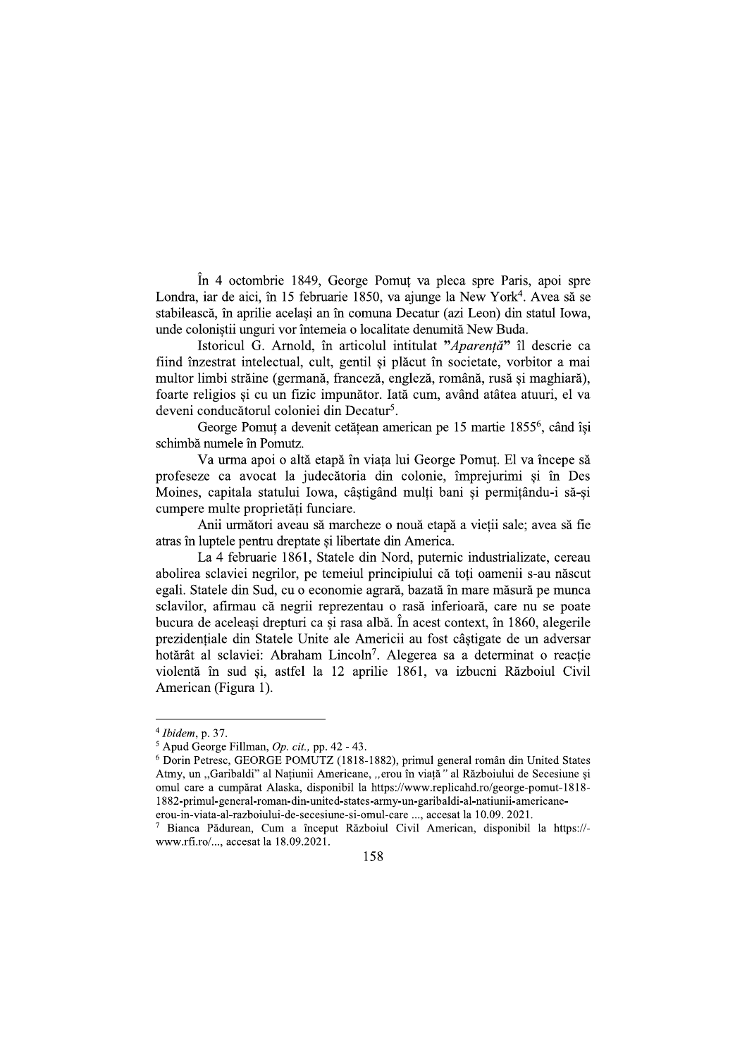În 4 octombrie 1849, George Pomuț va pleca spre Paris, apoi spre Londra, iar de aici, în 15 februarie 1850, va ajunge la New York[4]. Avea să se stabilească, în aprilie același an în comuna Decatur (azi Leon) din statul Iowa, unde coloniștii unguri vor întemeia o localitate denumită New Buda.

Istoricul G. Arnold, în articolul intitulat *"Aparență"* îl descrie ca fiind înzestrat intelectual, cult, gentil și plăcut în societate, vorbitor a mai multor limbi străine (germană, franceză, engleză, română, rusă și maghiară), foarte religios și cu un fizic impunător. Iată cum, având atâtea atuuri, el va deveni conducătorul coloniei din Decatur[5].

George Pomuț a devenit cetățean american pe 15 martie 1855[6], când își schimbă numele în Pomutz.

Va urma apoi o altă etapă în viața lui George Pomuț. El va începe să profeseze ca avocat la judecătoria din colonie, împrejurimi și în Des Moines, capitala statului Iowa, câștigând mulți bani și permițându-i să-și cumpere multe proprietăți funciare.

Anii următori aveau să marcheze o nouă etapă a vieții sale; avea să fie atras în luptele pentru dreptate și libertate din America.

La 4 februarie 1861, Statele din Nord, puternic industrializate, cereau abolirea sclaviei negrilor, pe temeiul principiului că toți oamenii s-au născut egali. Statele din Sud, cu o economie agrară, bazată în mare măsură pe munca sclavilor, afirmau că negrii reprezentau o rasă inferioară, care nu se poate bucura de aceleași drepturi ca și rasa albă. În acest context, în 1860, alegerile prezidențiale din Statele Unite ale Americii au fost câștigate de un adversar hotărât al sclaviei: Abraham Lincoln[7]. Alegerea sa a determinat o reacție violentă în sud și, astfel la 12 aprilie 1861, va izbucni Războiul Civil American (Figura 1).

---

[4] *Ibidem*, p. 37.

[5] Apud George Fillman, *Op. cit.*, pp. 42 - 43.

[6] Dorin Petresc, GEORGE POMUTZ (1818-1882), primul general român din United States Atmy, un „Garibaldi" al Națiunii Americane, „erou în viață" al Războiului de Secesiune și omul care a cumpărat Alaska, disponibil la https://www.replicahd.ro/george-pomut-1818-1882-primul-general-roman-din-united-states-army-un-garibaldi-al-natiunii-americane-erou-in-viata-al-razboiului-de-secesiune-si-omul-care ..., accesat la 10.09. 2021.

[7] Bianca Pădurean, Cum a început Războiul Civil American, disponibil la https://-www.rfi.ro/..., accesat la 18.09.2021.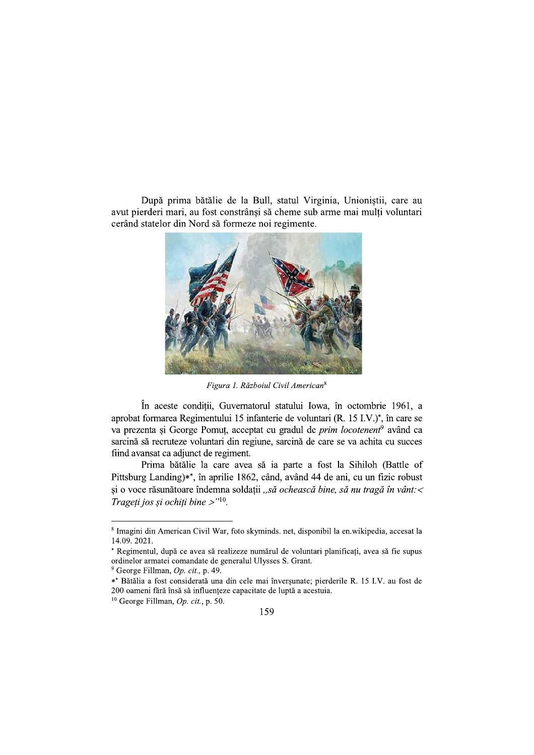După prima bătălie de la Bull, statul Virginia, Unioniștii, care au avut pierderi mari, au fost constrânși să cheme sub arme mai mulți voluntari cerând statelor din Nord să formeze noi regimente.

*Figura 1. Războiul Civil American*[8]

În aceste condiții, Guvernatorul statului Iowa, în octombrie 1961, a aprobat formarea Regimentului 15 infanterie de voluntari (R. 15 I.V.)*, în care se va prezenta și George Pomuț, acceptat cu gradul de *prim locotenent*[9] având ca sarcină să recruteze voluntari din regiune, sarcină de care se va achita cu succes fiind avansat ca adjunct de regiment.

Prima bătălie la care avea să ia parte a fost la Sihiloh (Battle of Pittsburg Landing)**, în aprilie 1862, când, având 44 de ani, cu un fizic robust și o voce răsunătoare îndemna soldații *„să ochească bine, să nu tragă în vânt:< Trageți jos și ochiți bine >"*[10].

---

[8] Imagini din American Civil War, foto skyminds. net, disponibil la en.wikipedia, accesat la 14.09. 2021.

* Regimentul, după ce avea să realizeze numărul de voluntari planificați, avea să fie supus ordinelor armatei comandate de generalul Ulysses S. Grant.

[9] George Fillman, *Op. cit.,* p. 49.

** Bătălia a fost considerată una din cele mai înverșunate; pierderile R. 15 I.V. au fost de 200 oameni fără însă să influențeze capacitate de luptă a acestuia.

[10] George Fillman, *Op. cit.*, p. 50.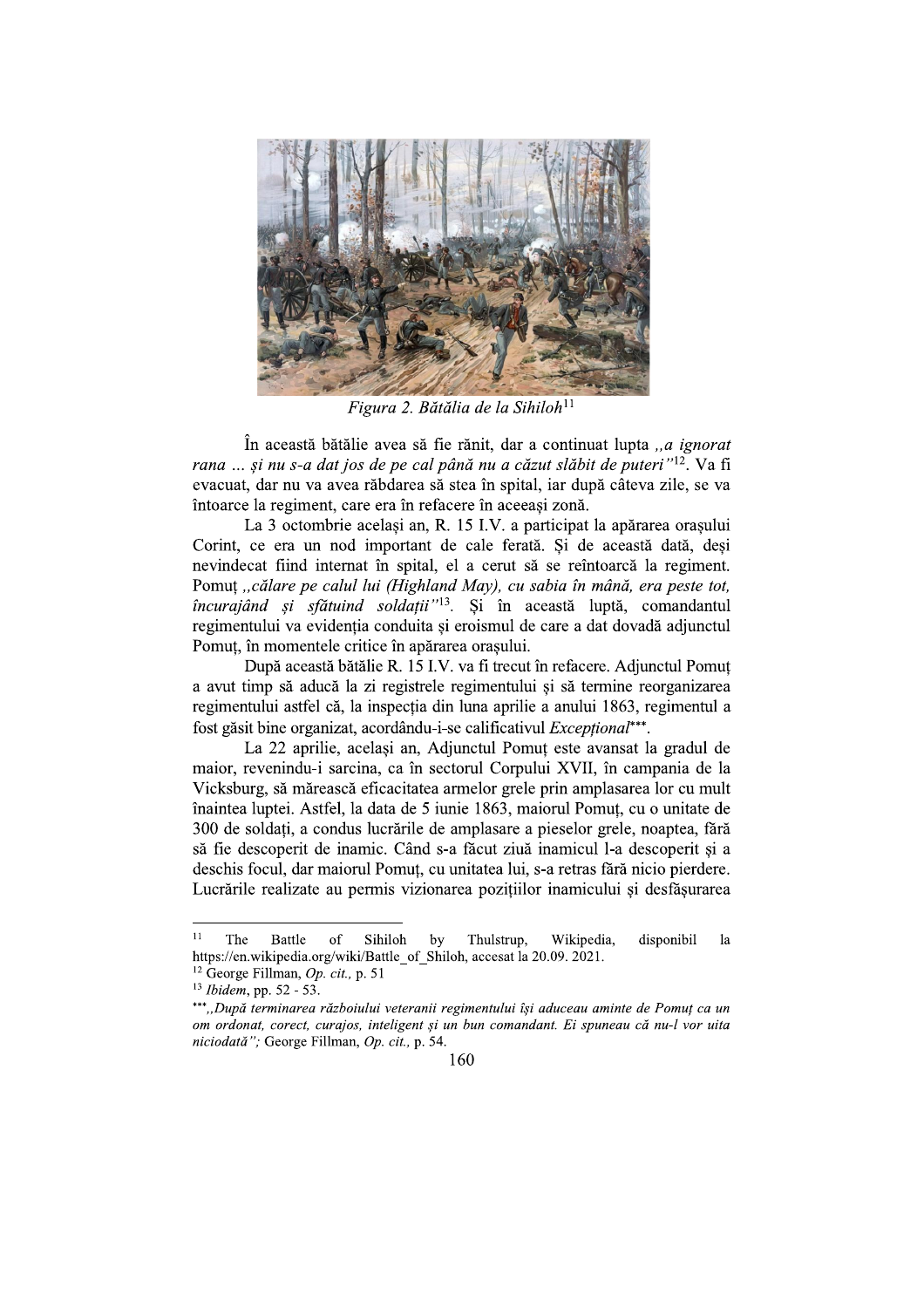*Figura 2. Bătălia de la Sihiloh*[11]

În această bătălie avea să fie rănit, dar a continuat lupta *„a ignorat rana ... și nu s-a dat jos de pe cal până nu a căzut slăbit de puteri”*[12]. Va fi evacuat, dar nu va avea răbdarea să stea în spital, iar după câteva zile, se va întoarce la regiment, care era în refacere în aceeași zonă.

La 3 octombrie același an, R. 15 I.V. a participat la apărarea orașului Corint, ce era un nod important de cale ferată. Și de această dată, deși nevindecat fiind internat în spital, el a cerut să se reîntoarcă la regiment. Pomuț *„călare pe calul lui (Highland May), cu sabia în mână, era peste tot, încurajând și sfătuind soldații”*[13]. Și în această luptă, comandantul regimentului va evidenția conduita și eroismul de care a dat dovadă adjunctul Pomuț, în momentele critice în apărarea orașului.

După această bătălie R. 15 I.V. va fi trecut în refacere. Adjunctul Pomuț a avut timp să aducă la zi registrele regimentului și să termine reorganizarea regimentului astfel că, la inspecția din luna aprilie a anului 1863, regimentul a fost găsit bine organizat, acordându-i-se calificativul *Excepțional****.

La 22 aprilie, același an, Adjunctul Pomuț este avansat la gradul de maior, revenindu-i sarcina, ca în sectorul Corpului XVII, în campania de la Vicksburg, să mărească eficacitatea armelor grele prin amplasarea lor cu mult înaintea luptei. Astfel, la data de 5 iunie 1863, maiorul Pomuț, cu o unitate de 300 de soldați, a condus lucrările de amplasare a pieselor grele, noaptea, fără să fie descoperit de inamic. Când s-a făcut ziuă inamicul l-a descoperit și a deschis focul, dar maiorul Pomuț, cu unitatea lui, s-a retras fără nicio pierdere. Lucrările realizate au permis vizionarea pozițiilor inamicului și desfășurarea

---

[11] The Battle of Sihiloh by Thulstrup, Wikipedia, disponibil la https://en.wikipedia.org/wiki/Battle_of_Shiloh, accesat la 20.09. 2021.

[12] George Fillman, *Op. cit.*, p. 51

[13] *Ibidem*, pp. 52 - 53.

*** *„După terminarea războiului veteranii regimentului își aduceau aminte de Pomuț ca un om ordonat, corect, curajos, inteligent și un bun comandant. Ei spuneau că nu-l vor uita niciodată”;* George Fillman, *Op. cit.*, p. 54.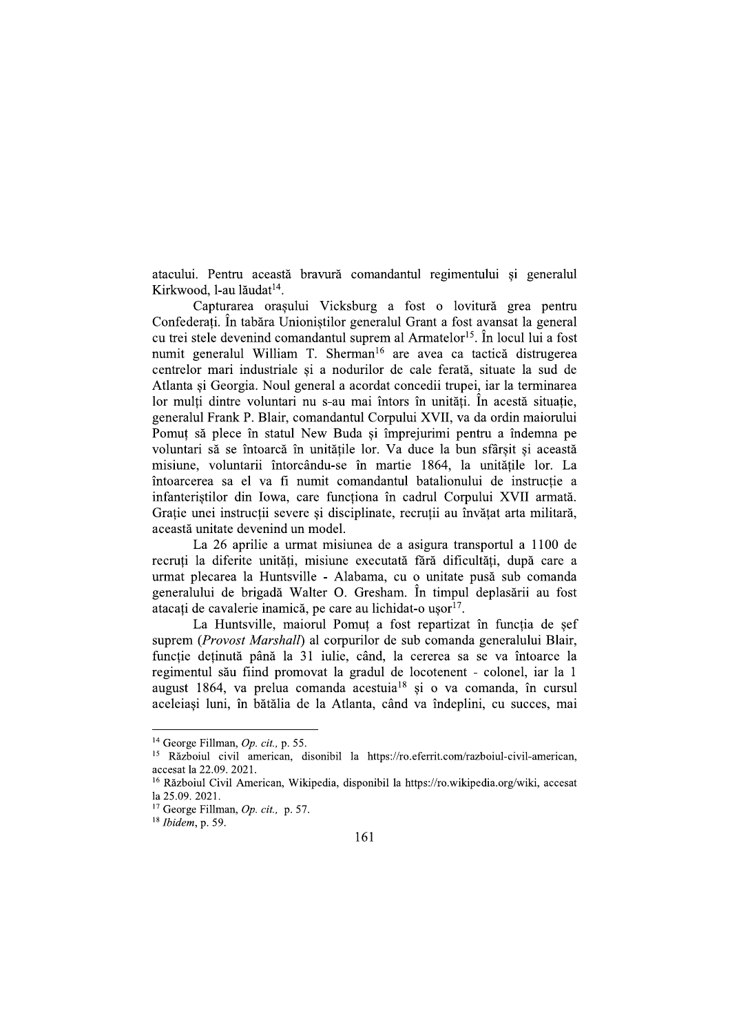atacului. Pentru această bravură comandantul regimentului și generalul Kirkwood, l-au lăudat[14].

Capturarea orașului Vicksburg a fost o lovitură grea pentru Confederați. În tabăra Unioniștilor generalul Grant a fost avansat la general cu trei stele devenind comandantul suprem al Armatelor[15]. În locul lui a fost numit generalul William T. Sherman[16] are avea ca tactică distrugerea centrelor mari industriale și a nodurilor de cale ferată, situate la sud de Atlanta și Georgia. Noul general a acordat concedii trupei, iar la terminarea lor mulți dintre voluntari nu s-au mai întors în unități. În acestă situație, generalul Frank P. Blair, comandantul Corpului XVII, va da ordin maiorului Pomuț să plece în statul New Buda și împrejurimi pentru a îndemna pe voluntari să se întoarcă în unitățile lor. Va duce la bun sfârșit și această misiune, voluntarii întorcându-se în martie 1864, la unitățile lor. La întoarcerea sa el va fi numit comandantul batalionului de instrucție a infanteriștilor din Iowa, care funcționa în cadrul Corpului XVII armată. Grație unei instrucții severe și disciplinate, recruții au învățat arta militară, această unitate devenind un model.

La 26 aprilie a urmat misiunea de a asigura transportul a 1100 de recruți la diferite unități, misiune executată fără dificultăți, după care a urmat plecarea la Huntsville - Alabama, cu o unitate pusă sub comanda generalului de brigadă Walter O. Gresham. În timpul deplasării au fost atacați de cavalerie inamică, pe care au lichidat-o ușor[17].

La Huntsville, maiorul Pomuț a fost repartizat în funcția de șef suprem (*Provost Marshall*) al corpurilor de sub comanda generalului Blair, funcție deținută până la 31 iulie, când, la cererea sa se va întoarce la regimentul său fiind promovat la gradul de locotenent - colonel, iar la 1 august 1864, va prelua comanda acestuia[18] și o va comanda, în cursul aceleiași luni, în bătălia de la Atlanta, când va îndeplini, cu succes, mai

---

[14] George Fillman, *Op. cit.,* p. 55.

[15] Războiul civil american, disonibil la https://ro.eferrit.com/razboiul-civil-american, accesat la 22.09. 2021.

[16] Războiul Civil American, Wikipedia, disponibil la https://ro.wikipedia.org/wiki, accesat la 25.09. 2021.

[17] George Fillman, *Op. cit.,* p. 57.

[18] *Ibidem*, p. 59.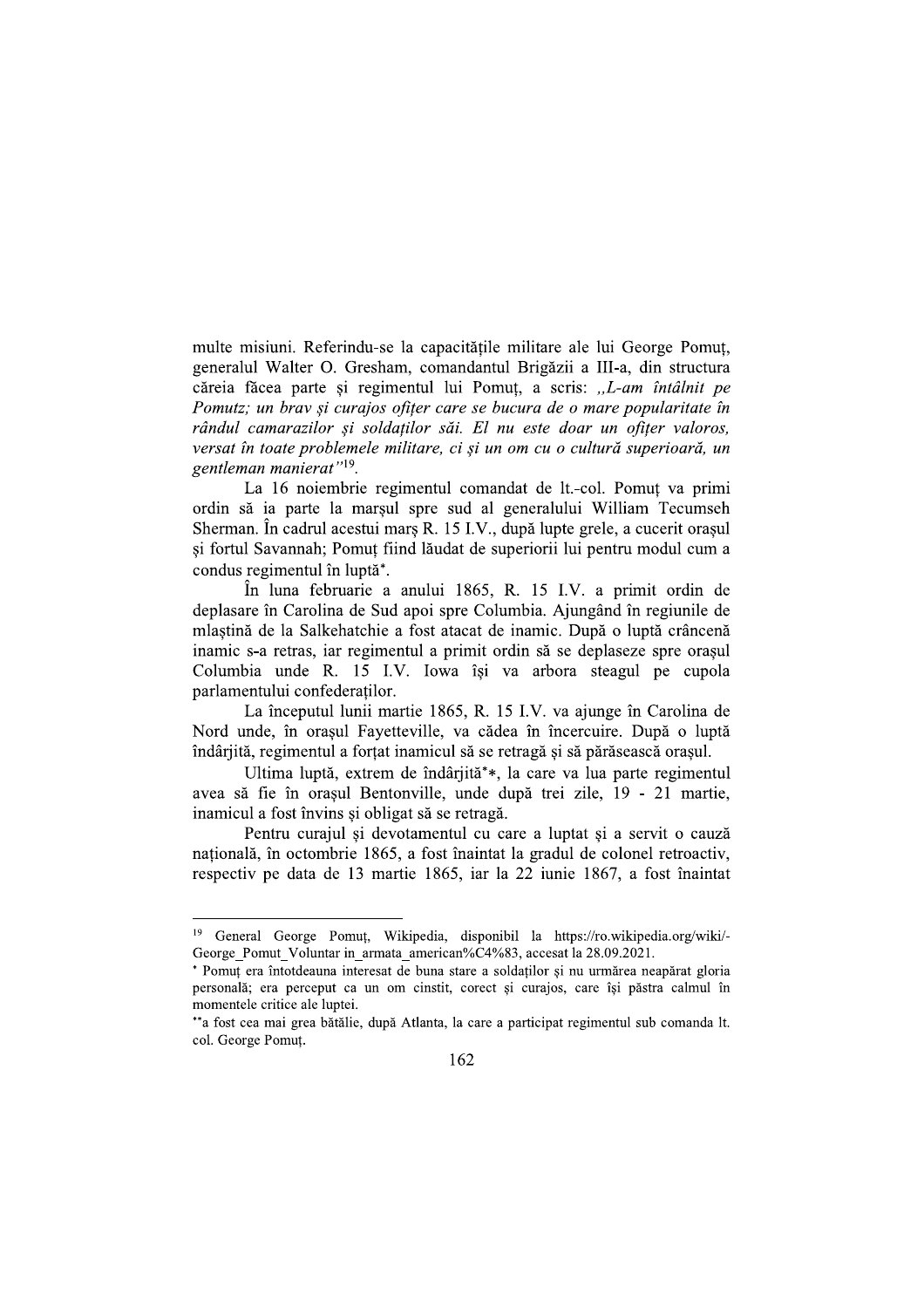multe misiuni. Referindu-se la capacitățile militare ale lui George Pomuț, generalul Walter O. Gresham, comandantul Brigăzii a III-a, din structura căreia făcea parte și regimentul lui Pomuț, a scris: *„L-am întâlnit pe Pomutz; un brav și curajos ofițer care se bucura de o mare popularitate în rândul camarazilor și soldaților săi. El nu este doar un ofițer valoros, versat în toate problemele militare, ci și un om cu o cultură superioară, un gentleman manierat”*[19].

La 16 noiembrie regimentul comandat de lt.-col. Pomuț va primi ordin să ia parte la marșul spre sud al generalului William Tecumseh Sherman. În cadrul acestui marș R. 15 I.V., după lupte grele, a cucerit orașul și fortul Savannah; Pomuț fiind lăudat de superiorii lui pentru modul cum a condus regimentul în luptă*.

În luna februarie a anului 1865, R. 15 I.V. a primit ordin de deplasare în Carolina de Sud apoi spre Columbia. Ajungând în regiunile de mlaștină de la Salkehatchie a fost atacat de inamic. După o luptă crâncenă inamic s-a retras, iar regimentul a primit ordin să se deplaseze spre orașul Columbia unde R. 15 I.V. Iowa își va arbora steagul pe cupola parlamentului confederaților.

La începutul lunii martie 1865, R. 15 I.V. va ajunge în Carolina de Nord unde, în orașul Fayetteville, va cădea în încercuire. După o luptă îndârjită, regimentul a forțat inamicul să se retragă și să părăsească orașul.

Ultima luptă, extrem de îndârjită**, la care va lua parte regimentul avea să fie în orașul Bentonville, unde după trei zile, 19 - 21 martie, inamicul a fost învins și obligat să se retragă.

Pentru curajul și devotamentul cu care a luptat și a servit o cauză națională, în octombrie 1865, a fost înaintat la gradul de colonel retroactiv, respectiv pe data de 13 martie 1865, iar la 22 iunie 1867, a fost înaintat

---

[19] General George Pomuț, Wikipedia, disponibil la https://ro.wikipedia.org/wiki/-George_Pomut_Voluntar in_armata_american%C4%83, accesat la 28.09.2021.

* Pomuț era întotdeauna interesat de buna stare a soldaților și nu urmărea neapărat gloria personală; era perceput ca un om cinstit, corect și curajos, care își păstra calmul în momentele critice ale luptei.

** a fost cea mai grea bătălie, după Atlanta, la care a participat regimentul sub comanda lt. col. George Pomuț.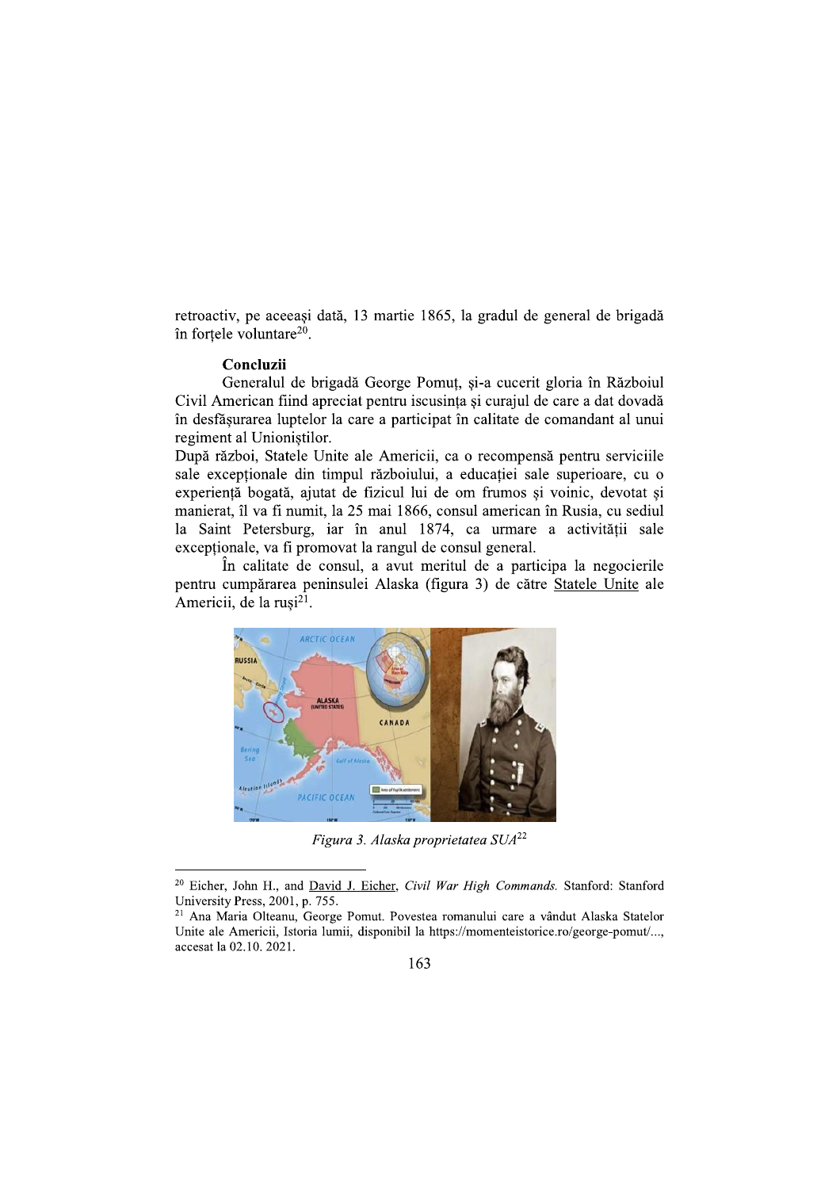retroactiv, pe aceeași dată, 13 martie 1865, la gradul de general de brigadă în forțele voluntare[20].

**Concluzii**

Generalul de brigadă George Pomuț, și-a cucerit gloria în Războiul Civil American fiind apreciat pentru iscusința și curajul de care a dat dovadă în desfășurarea luptelor la care a participat în calitate de comandant al unui regiment al Unioniștilor.

După război, Statele Unite ale Americii, ca o recompensă pentru serviciile sale excepționale din timpul războiului, a educației sale superioare, cu o experiență bogată, ajutat de fizicul lui de om frumos și voinic, devotat și manierat, îl va fi numit, la 25 mai 1866, consul american în Rusia, cu sediul la Saint Petersburg, iar în anul 1874, ca urmare a activității sale excepționale, va fi promovat la rangul de consul general.

În calitate de consul, a avut meritul de a participa la negocierile pentru cumpărarea peninsulei Alaska (figura 3) de către Statele Unite ale Americii, de la ruși[21].

*Figura 3. Alaska proprietatea SUA*[22]

---

[20] Eicher, John H., and David J. Eicher, *Civil War High Commands.* Stanford: Stanford University Press, 2001, p. 755.

[21] Ana Maria Olteanu, George Pomut. Povestea romanului care a vândut Alaska Statelor Unite ale Americii, Istoria lumii, disponibil la https://momenteistorice.ro/george-pomut/..., accesat la 02.10. 2021.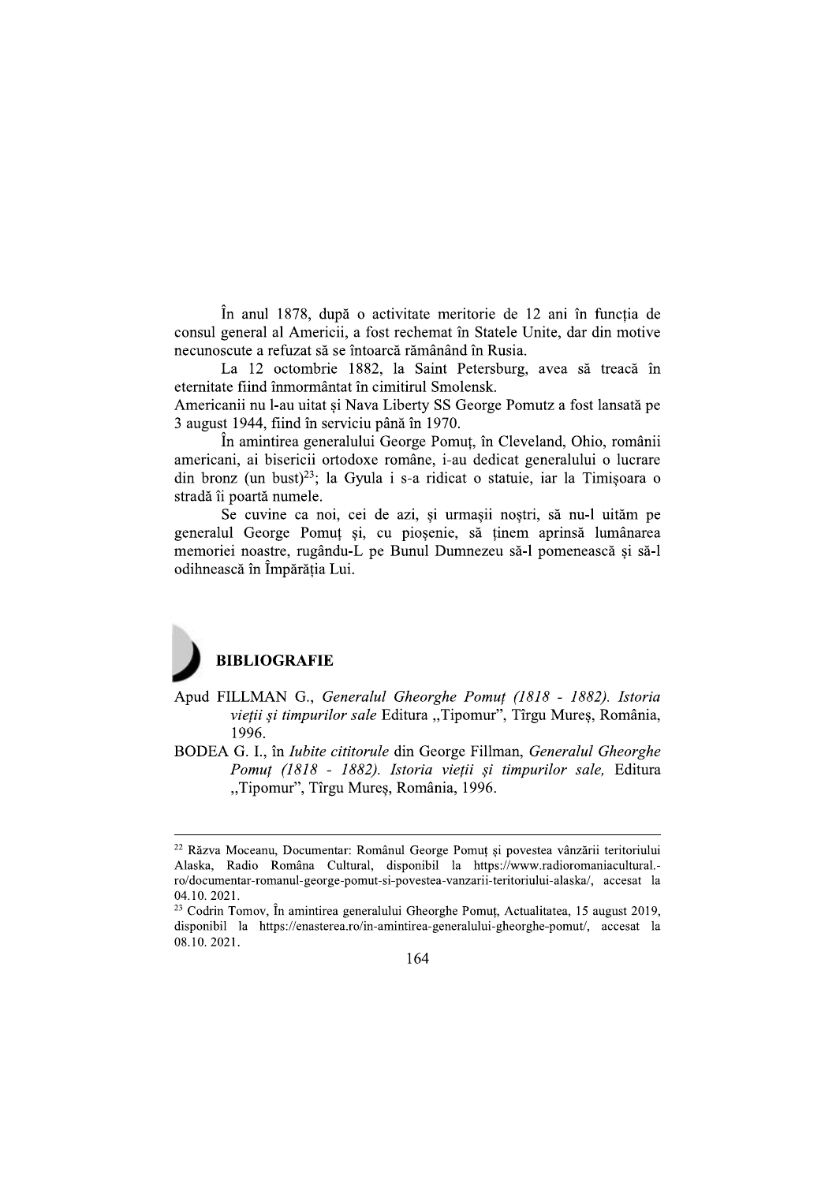În anul 1878, după o activitate meritorie de 12 ani în funcția de consul general al Americii, a fost rechemat în Statele Unite, dar din motive necunoscute a refuzat să se întoarcă rămânând în Rusia.

La 12 octombrie 1882, la Saint Petersburg, avea să treacă în eternitate fiind înmormântat în cimitirul Smolensk.

Americanii nu l-au uitat și Nava Liberty SS George Pomutz a fost lansată pe 3 august 1944, fiind în serviciu până în 1970.

În amintirea generalului George Pomuț, în Cleveland, Ohio, românii americani, ai bisericii ortodoxe române, i-au dedicat generalului o lucrare din bronz (un bust)[23]; la Gyula i s-a ridicat o statuie, iar la Timișoara o stradă îi poartă numele.

Se cuvine ca noi, cei de azi, și urmașii noștri, să nu-l uităm pe generalul George Pomuț și, cu pioșenie, să ținem aprinsă lumânarea memoriei noastre, rugându-L pe Bunul Dumnezeu să-l pomenească și să-l odihnească în Împărăția Lui.

## BIBLIOGRAFIE

Apud FILLMAN G., *Generalul Gheorghe Pomuț (1818 - 1882). Istoria vieții și timpurilor sale* Editura „Tipomur", Tîrgu Mureș, România, 1996.

BODEA G. I., în *Iubite cititorule* din George Fillman, *Generalul Gheorghe Pomuț (1818 - 1882). Istoria vieții și timpurilor sale,* Editura „Tipomur", Tîrgu Mureș, România, 1996.

---

[22] Răzva Moceanu, Documentar: Românul George Pomuț și povestea vânzării teritoriului Alaska, Radio România Cultural, disponibil la https://www.radioromaniacultural.-ro/documentar-romanul-george-pomut-si-povestea-vanzarii-teritoriului-alaska/, accesat la 04.10. 2021.

[23] Codrin Tomov, În amintirea generalului Gheorghe Pomuț, Actualitatea, 15 august 2019, disponibil la https://enasterea.ro/in-amintirea-generalului-gheorghe-pomut/, accesat la 08.10. 2021.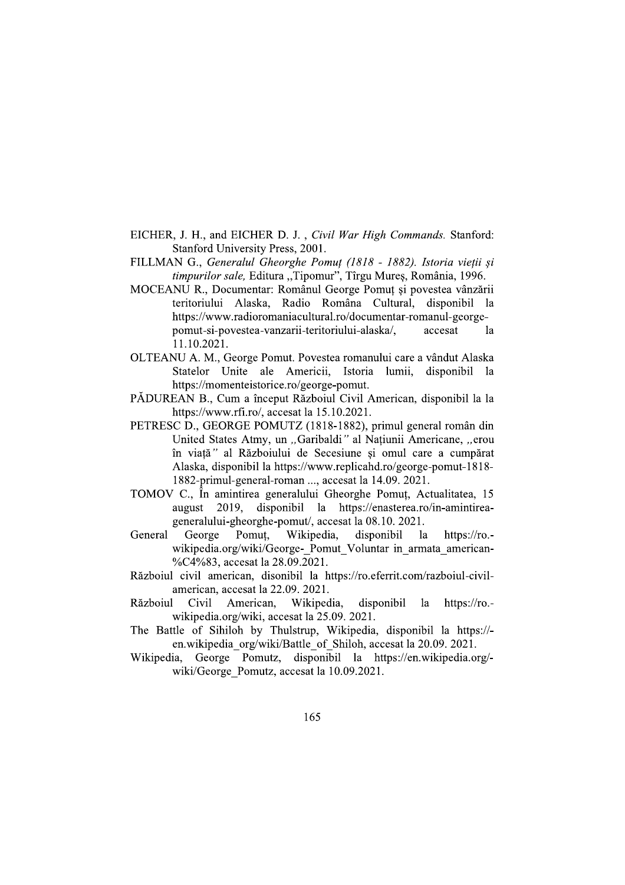EICHER, J. H., and EICHER D. J. , *Civil War High Commands.* Stanford: Stanford University Press, 2001.

FILLMAN G., *Generalul Gheorghe Pomuț (1818 - 1882). Istoria vieții și timpurilor sale,* Editura „Tipomur", Tîrgu Mureș, România, 1996.

MOCEANU R., Documentar: Românul George Pomuț și povestea vânzării teritoriului Alaska, Radio Româna Cultural, disponibil la https://www.radioromaniacultural.ro/documentar-romanul-george-pomut-si-povestea-vanzarii-teritoriului-alaska/, accesat la 11.10.2021.

OLTEANU A. M., George Pomut. Povestea romanului care a vândut Alaska Statelor Unite ale Americii, Istoria lumii, disponibil la https://momenteistorice.ro/george-pomut.

PĂDUREAN B., Cum a început Războiul Civil American, disponibil la la https://www.rfi.ro/, accesat la 15.10.2021.

PETRESC D., GEORGE POMUTZ (1818-1882), primul general român din United States Atmy, un „Garibaldi" al Națiunii Americane, „erou în viață" al Războiului de Secesiune și omul care a cumpărat Alaska, disponibil la https://www.replicahd.ro/george-pomut-1818-1882-primul-general-roman ..., accesat la 14.09. 2021.

TOMOV C., În amintirea generalului Gheorghe Pomuț, Actualitatea, 15 august 2019, disponibil la https://enasterea.ro/in-amintirea-generalului-gheorghe-pomut/, accesat la 08.10. 2021.

General George Pomuț, Wikipedia, disponibil la https://ro.-wikipedia.org/wiki/George-_Pomut_Voluntar in_armata_american-%C4%83, accesat la 28.09.2021.

Războiul civil american, disonibil la https://ro.eferrit.com/razboiul-civil-american, accesat la 22.09. 2021.

Războiul Civil American, Wikipedia, disponibil la https://ro.-wikipedia.org/wiki, accesat la 25.09. 2021.

The Battle of Sihiloh by Thulstrup, Wikipedia, disponibil la https://-en.wikipedia_org/wiki/Battle_of_Shiloh, accesat la 20.09. 2021.

Wikipedia, George Pomutz, disponibil la https://en.wikipedia.org/-wiki/George_Pomutz, accesat la 10.09.2021.